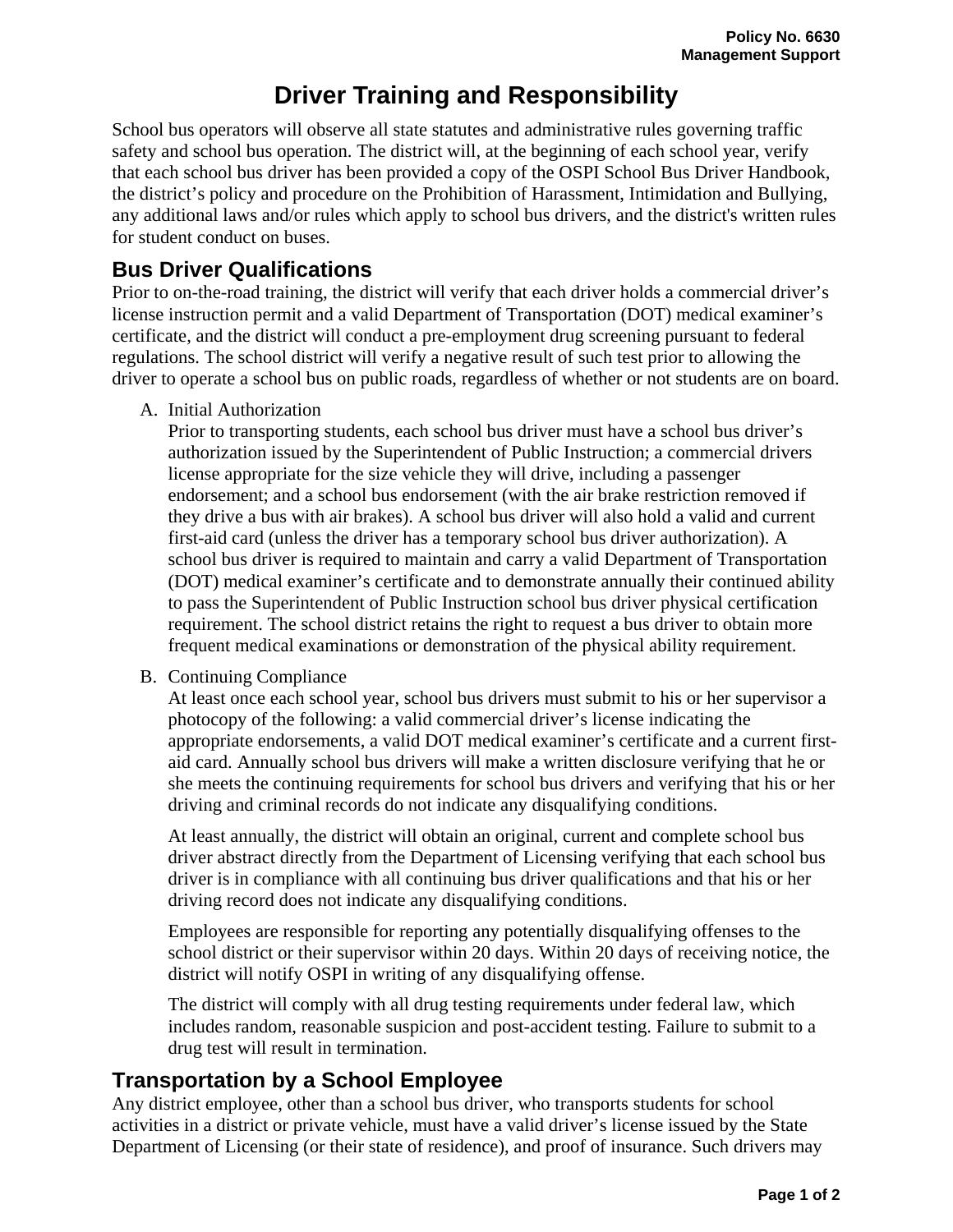# Driver Training and Responsibility

School bus operators will observe all state statutes and administrative rules governing traffic safety and school bus operation. The district will, at the beginning of each school year, verify that each school bus driver has been provided a copy of the OSPI School Bus Driver Handbook, the district's policy and procedure on the Prohibition of Harassment, Intimidation and Bullying, any additional laws and/or rules which apply to school bus drivers, and the district's written rules for student conduct on buses.

## Bus Driver Qualifications

Prior to on-the-road training, the district will verify that each driver holds a commercial driver's license instruction permit and a valid Department of Transportation (DOT) medical examiner's certificate, and the district will conduct a pre-employment drug screening pursuant to federal regulations. The school district will verify a negative result of such test prior to allowing the driver to operate a school bus on public roads, regardless of whether or not students are on board.

A. Initial Authorization

   Prior to transporting students, each school bus driver must have a school bus driver's authorization issued by the Superintendent of Public Instruction; a commercial drivers license appropriate for the size vehicle they will drive, including a passenger endorsement; and a school bus endorsement (with the air brake restriction removed if they drive a bus with air brakes). A school bus driver will also hold a valid and current first-aid card (unless the driver has a temporary school bus driver authorization). A school bus driver is required to maintain and carry a valid Department of Transportation (DOT) medical examiner's certificate and to demonstrate annually their continued ability to pass the Superintendent of Public Instruction school bus driver physical certification requirement. The school district retains the right to request a bus driver to obtain more frequent medical examinations or demonstration of the physical ability requirement.

B. Continuing Compliance

   At least once each school year, school bus drivers must submit to his or her supervisor a photocopy of the following: a valid commercial driver's license indicating the appropriate endorsements, a valid DOT medical examiner's certificate and a current first-aid card. Annually school bus drivers will make a written disclosure verifying that he or she meets the continuing requirements for school bus drivers and verifying that his or her driving and criminal records do not indicate any disqualifying conditions.

   At least annually, the district will obtain an original, current and complete school bus driver abstract directly from the Department of Licensing verifying that each school bus driver is in compliance with all continuing bus driver qualifications and that his or her driving record does not indicate any disqualifying conditions.

   Employees are responsible for reporting any potentially disqualifying offenses to the school district or their supervisor within 20 days. Within 20 days of receiving notice, the district will notify OSPI in writing of any disqualifying offense.

   The district will comply with all drug testing requirements under federal law, which includes random, reasonable suspicion and post-accident testing. Failure to submit to a drug test will result in termination.

## Transportation by a School Employee

Any district employee, other than a school bus driver, who transports students for school activities in a district or private vehicle, must have a valid driver's license issued by the State Department of Licensing (or their state of residence), and proof of insurance. Such drivers may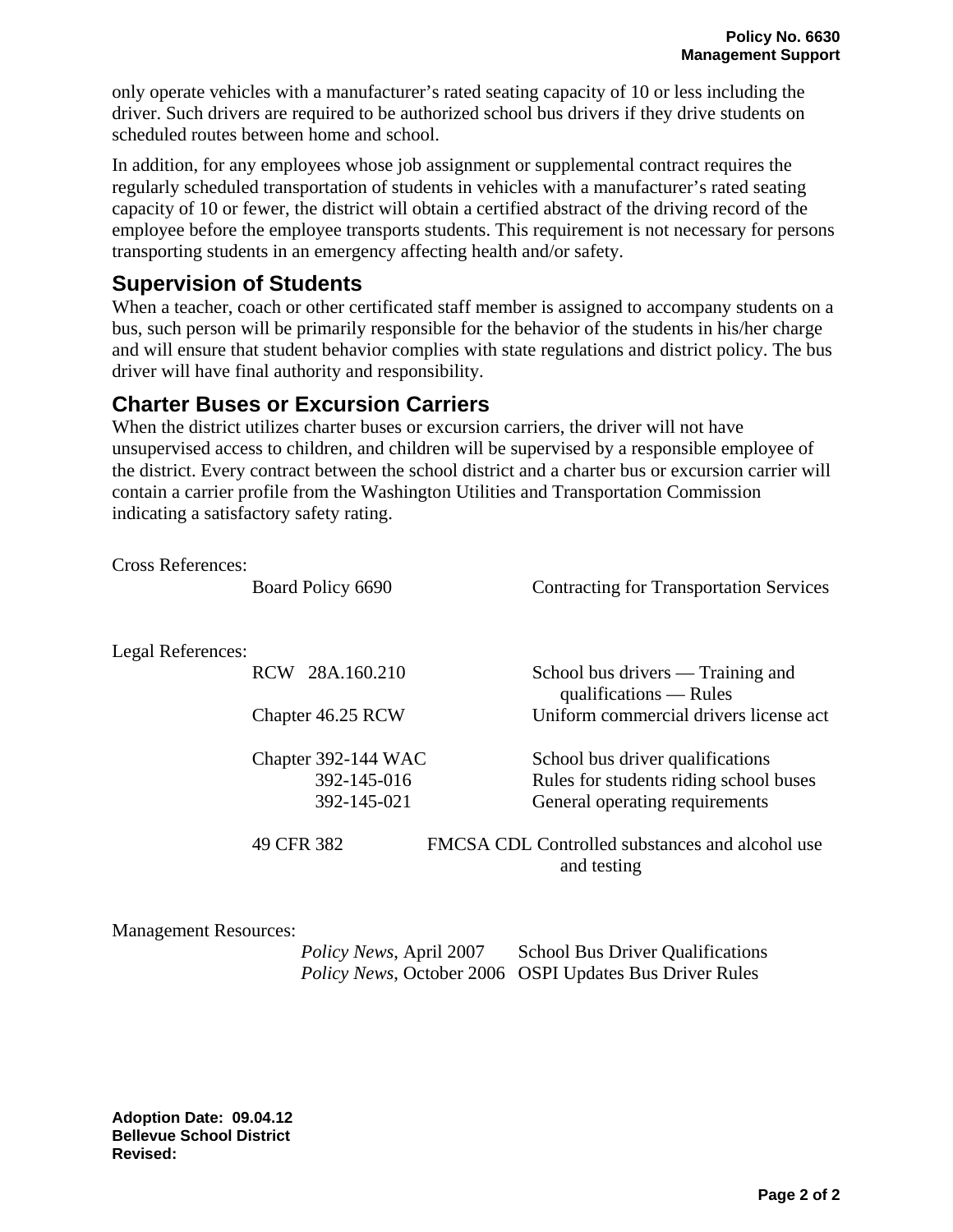only operate vehicles with a manufacturer's rated seating capacity of 10 or less including the driver. Such drivers are required to be authorized school bus drivers if they drive students on scheduled routes between home and school.

In addition, for any employees whose job assignment or supplemental contract requires the regularly scheduled transportation of students in vehicles with a manufacturer's rated seating capacity of 10 or fewer, the district will obtain a certified abstract of the driving record of the employee before the employee transports students. This requirement is not necessary for persons transporting students in an emergency affecting health and/or safety.

## Supervision of Students

When a teacher, coach or other certificated staff member is assigned to accompany students on a bus, such person will be primarily responsible for the behavior of the students in his/her charge and will ensure that student behavior complies with state regulations and district policy. The bus driver will have final authority and responsibility.

## Charter Buses or Excursion Carriers

When the district utilizes charter buses or excursion carriers, the driver will not have unsupervised access to children, and children will be supervised by a responsible employee of the district. Every contract between the school district and a charter bus or excursion carrier will contain a carrier profile from the Washington Utilities and Transportation Commission indicating a satisfactory safety rating.

Cross References:

| | |
|---|---|
| Board Policy 6690 | Contracting for Transportation Services |

Legal References:

| | |
|---|---|
| RCW 28A.160.210 | School bus drivers — Training and qualifications — Rules |
| Chapter 46.25 RCW | Uniform commercial drivers license act |
| Chapter 392-144 WAC | School bus driver qualifications |
| 392-145-016 | Rules for students riding school buses |
| 392-145-021 | General operating requirements |
| 49 CFR 382 | FMCSA CDL Controlled substances and alcohol use and testing |

Management Resources:

| | |
|---|---|
| *Policy News*, April 2007 | School Bus Driver Qualifications |
| *Policy News*, October 2006 | OSPI Updates Bus Driver Rules |

**Adoption Date: 09.04.12**
**Bellevue School District**
**Revised:**